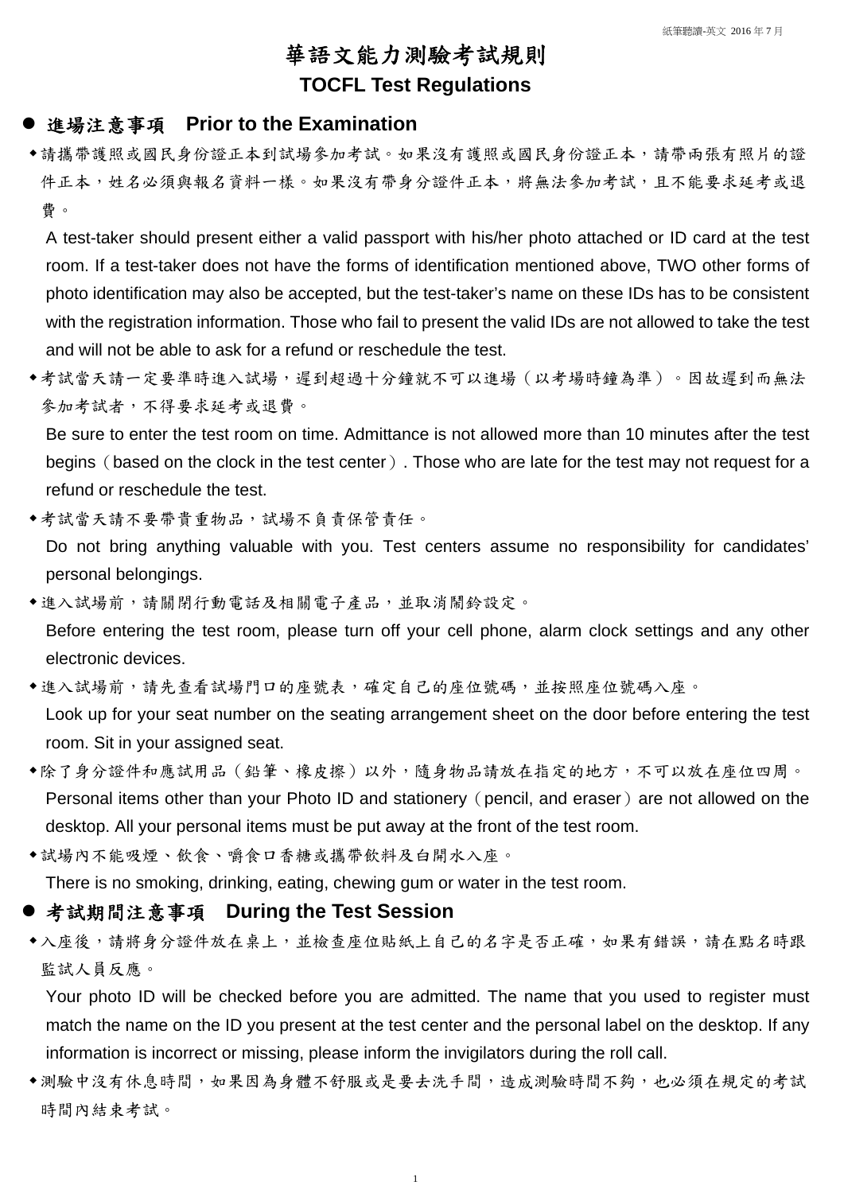# 華語文能力測驗考試規則

## TOCFL Test Regulations

## ● 進場注意事項　Prior to the Examination

- 請攜帶護照或國民身份證正本到試場參加考試。如果沒有護照或國民身份證正本，請帶兩張有照片的證件正本，姓名必須與報名資料一樣。如果沒有帶身分證件正本，將無法參加考試，且不能要求延考或退費。

  A test-taker should present either a valid passport with his/her photo attached or ID card at the test room. If a test-taker does not have the forms of identification mentioned above, TWO other forms of photo identification may also be accepted, but the test-taker's name on these IDs has to be consistent with the registration information. Those who fail to present the valid IDs are not allowed to take the test and will not be able to ask for a refund or reschedule the test.

- 考試當天請一定要準時進入試場，遲到超過十分鐘就不可以進場（以考場時鐘為準）。因故遲到而無法參加考試者，不得要求延考或退費。

  Be sure to enter the test room on time. Admittance is not allowed more than 10 minutes after the test begins（based on the clock in the test center）. Those who are late for the test may not request for a refund or reschedule the test.

- 考試當天請不要帶貴重物品，試場不負責保管責任。

  Do not bring anything valuable with you. Test centers assume no responsibility for candidates' personal belongings.

- 進入試場前，請關閉行動電話及相關電子產品，並取消鬧鈴設定。

  Before entering the test room, please turn off your cell phone, alarm clock settings and any other electronic devices.

- 進入試場前，請先查看試場門口的座號表，確定自己的座位號碼，並按照座位號碼入座。

  Look up for your seat number on the seating arrangement sheet on the door before entering the test room. Sit in your assigned seat.

- 除了身分證件和應試用品（鉛筆、橡皮擦）以外，隨身物品請放在指定的地方，不可以放在座位四周。

  Personal items other than your Photo ID and stationery（pencil, and eraser）are not allowed on the desktop. All your personal items must be put away at the front of the test room.

- 試場內不能吸煙、飲食、嚼食口香糖或攜帶飲料及白開水入座。

  There is no smoking, drinking, eating, chewing gum or water in the test room.

## ● 考試期間注意事項　During the Test Session

- 入座後，請將身分證件放在桌上，並檢查座位貼紙上自己的名字是否正確，如果有錯誤，請在點名時跟監試人員反應。

  Your photo ID will be checked before you are admitted. The name that you used to register must match the name on the ID you present at the test center and the personal label on the desktop. If any information is incorrect or missing, please inform the invigilators during the roll call.

- 測驗中沒有休息時間，如果因為身體不舒服或是要去洗手間，造成測驗時間不夠，也必須在規定的考試時間內結束考試。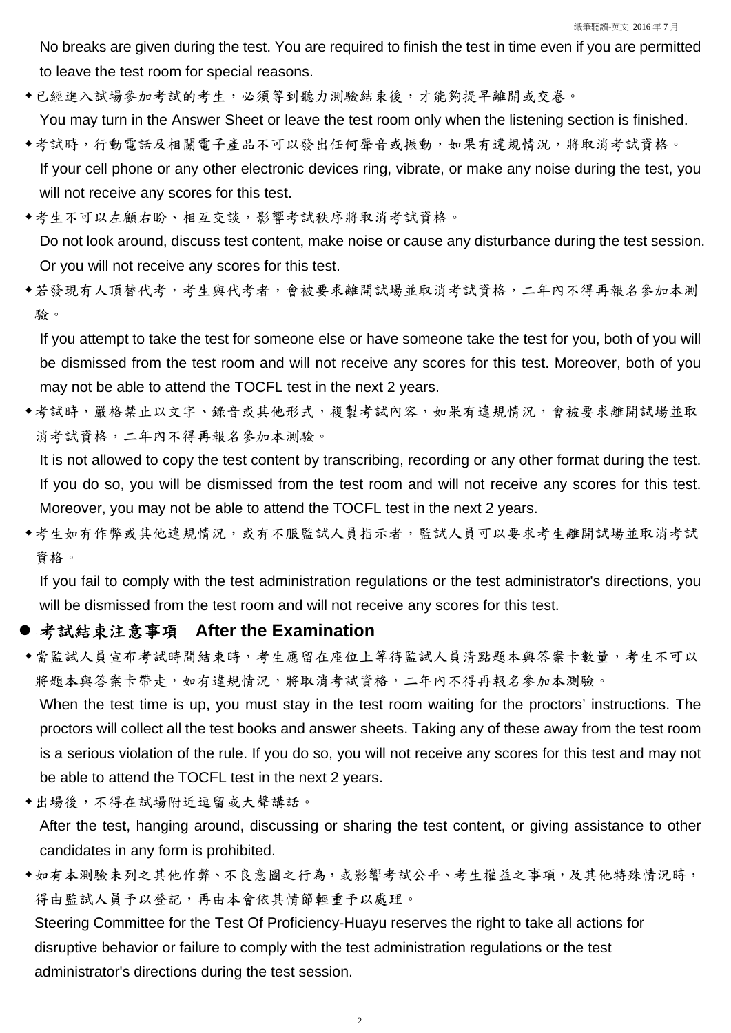No breaks are given during the test. You are required to finish the test in time even if you are permitted to leave the test room for special reasons.

- 已經進入試場參加考試的考生，必須等到聽力測驗結束後，才能夠提早離開或交卷。
  You may turn in the Answer Sheet or leave the test room only when the listening section is finished.
- 考試時，行動電話及相關電子產品不可以發出任何聲音或振動，如果有違規情況，將取消考試資格。
  If your cell phone or any other electronic devices ring, vibrate, or make any noise during the test, you will not receive any scores for this test.
- 考生不可以左顧右盼、相互交談，影響考試秩序將取消考試資格。
  Do not look around, discuss test content, make noise or cause any disturbance during the test session. Or you will not receive any scores for this test.
- 若發現有人頂替代考，考生與代考者，會被要求離開試場並取消考試資格，二年內不得再報名參加本測驗。
  If you attempt to take the test for someone else or have someone take the test for you, both of you will be dismissed from the test room and will not receive any scores for this test. Moreover, both of you may not be able to attend the TOCFL test in the next 2 years.
- 考試時，嚴格禁止以文字、錄音或其他形式，複製考試內容，如果有違規情況，會被要求離開試場並取消考試資格，二年內不得再報名參加本測驗。
  It is not allowed to copy the test content by transcribing, recording or any other format during the test. If you do so, you will be dismissed from the test room and will not receive any scores for this test. Moreover, you may not be able to attend the TOCFL test in the next 2 years.
- 考生如有作弊或其他違規情況，或有不服監試人員指示者，監試人員可以要求考生離開試場並取消考試資格。
  If you fail to comply with the test administration regulations or the test administrator's directions, you will be dismissed from the test room and will not receive any scores for this test.

## 考試結束注意事項 After the Examination

- 當監試人員宣布考試時間結束時，考生應留在座位上等待監試人員清點題本與答案卡數量，考生不可以將題本與答案卡帶走，如有違規情況，將取消考試資格，二年內不得再報名參加本測驗。
  When the test time is up, you must stay in the test room waiting for the proctors' instructions. The proctors will collect all the test books and answer sheets. Taking any of these away from the test room is a serious violation of the rule. If you do so, you will not receive any scores for this test and may not be able to attend the TOCFL test in the next 2 years.
- 出場後，不得在試場附近逗留或大聲講話。
  After the test, hanging around, discussing or sharing the test content, or giving assistance to other candidates in any form is prohibited.
- 如有本測驗未列之其他作弊、不良意圖之行為，或影響考試公平、考生權益之事項，及其他特殊情況時，得由監試人員予以登記，再由本會依其情節輕重予以處理。
  Steering Committee for the Test Of Proficiency-Huayu reserves the right to take all actions for disruptive behavior or failure to comply with the test administration regulations or the test administrator's directions during the test session.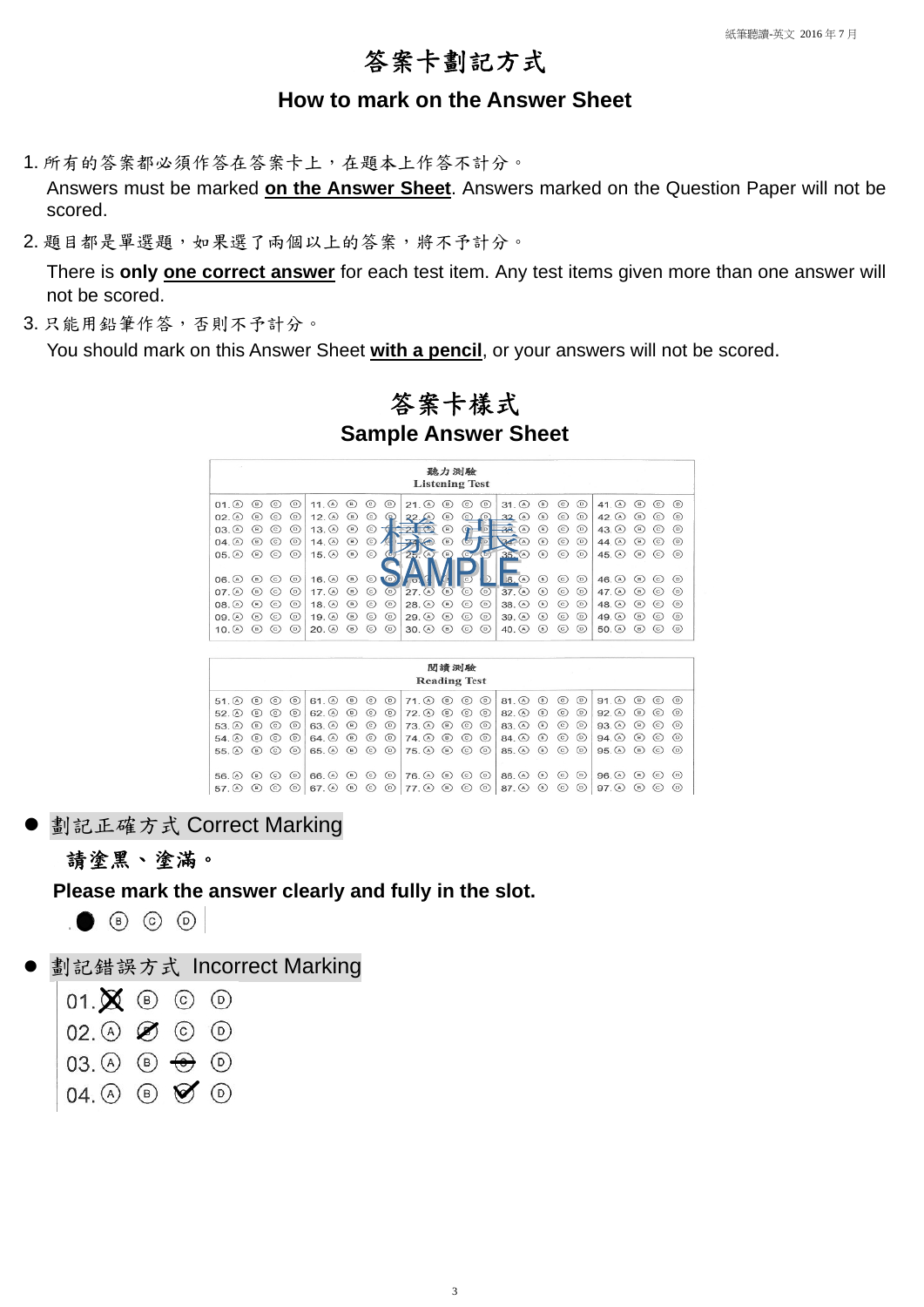# 答案卡劃記方式

## How to mark on the Answer Sheet

1. 所有的答案都必須作答在答案卡上，在題本上作答不計分。

   Answers must be marked **on the Answer Sheet**. Answers marked on the Question Paper will not be scored.

2. 題目都是單選題，如果選了兩個以上的答案，將不予計分。

   There is **only one correct answer** for each test item. Any test items given more than one answer will not be scored.

3. 只能用鉛筆作答，否則不予計分。

   You should mark on this Answer Sheet **with a pencil**, or your answers will not be scored.

# 答案卡樣式

## Sample Answer Sheet

聽力測驗
Listening Test

| | | | | |
|---|---|---|---|---|
| 01. Ⓐ Ⓑ Ⓒ Ⓓ | 11. Ⓐ Ⓑ Ⓒ Ⓓ | 21. Ⓐ Ⓑ Ⓒ Ⓓ | 31. Ⓐ Ⓑ Ⓒ Ⓓ | 41. Ⓐ Ⓑ Ⓒ Ⓓ |
| 02. Ⓐ Ⓑ Ⓒ Ⓓ | 12. Ⓐ Ⓑ Ⓒ Ⓓ | 22. Ⓐ Ⓑ Ⓒ Ⓓ | 32. Ⓐ Ⓑ Ⓒ Ⓓ | 42. Ⓐ Ⓑ Ⓒ Ⓓ |
| 03. Ⓐ Ⓑ Ⓒ Ⓓ | 13. Ⓐ Ⓑ Ⓒ Ⓓ | 23. Ⓐ Ⓑ Ⓒ Ⓓ | 33. Ⓐ Ⓑ Ⓒ Ⓓ | 43. Ⓐ Ⓑ Ⓒ Ⓓ |
| 04. Ⓐ Ⓑ Ⓒ Ⓓ | 14. Ⓐ Ⓑ Ⓒ Ⓓ | 24. Ⓐ Ⓑ Ⓒ Ⓓ | 34. Ⓐ Ⓑ Ⓒ Ⓓ | 44. Ⓐ Ⓑ Ⓒ Ⓓ |
| 05. Ⓐ Ⓑ Ⓒ Ⓓ | 15. Ⓐ Ⓑ Ⓒ Ⓓ | 25. Ⓐ Ⓑ Ⓒ Ⓓ | 35. Ⓐ Ⓑ Ⓒ Ⓓ | 45. Ⓐ Ⓑ Ⓒ Ⓓ |
| 06. Ⓐ Ⓑ Ⓒ Ⓓ | 16. Ⓐ Ⓑ Ⓒ Ⓓ | 26. Ⓐ Ⓑ Ⓒ Ⓓ | 36. Ⓐ Ⓑ Ⓒ Ⓓ | 46. Ⓐ Ⓑ Ⓒ Ⓓ |
| 07. Ⓐ Ⓑ Ⓒ Ⓓ | 17. Ⓐ Ⓑ Ⓒ Ⓓ | 27. Ⓐ Ⓑ Ⓒ Ⓓ | 37. Ⓐ Ⓑ Ⓒ Ⓓ | 47. Ⓐ Ⓑ Ⓒ Ⓓ |
| 08. Ⓐ Ⓑ Ⓒ Ⓓ | 18. Ⓐ Ⓑ Ⓒ Ⓓ | 28. Ⓐ Ⓑ Ⓒ Ⓓ | 38. Ⓐ Ⓑ Ⓒ Ⓓ | 48. Ⓐ Ⓑ Ⓒ Ⓓ |
| 09. Ⓐ Ⓑ Ⓒ Ⓓ | 19. Ⓐ Ⓑ Ⓒ Ⓓ | 29. Ⓐ Ⓑ Ⓒ Ⓓ | 39. Ⓐ Ⓑ Ⓒ Ⓓ | 49. Ⓐ Ⓑ Ⓒ Ⓓ |
| 10. Ⓐ Ⓑ Ⓒ Ⓓ | 20. Ⓐ Ⓑ Ⓒ Ⓓ | 30. Ⓐ Ⓑ Ⓒ Ⓓ | 40. Ⓐ Ⓑ Ⓒ Ⓓ | 50. Ⓐ Ⓑ Ⓒ Ⓓ |

樣張
SAMPLE

閱讀測驗
Reading Test

| | | | | |
|---|---|---|---|---|
| 51. Ⓐ Ⓑ Ⓒ Ⓓ | 61. Ⓐ Ⓑ Ⓒ Ⓓ | 71. Ⓐ Ⓑ Ⓒ Ⓓ | 81. Ⓐ Ⓑ Ⓒ Ⓓ | 91. Ⓐ Ⓑ Ⓒ Ⓓ |
| 52. Ⓐ Ⓑ Ⓒ Ⓓ | 62. Ⓐ Ⓑ Ⓒ Ⓓ | 72. Ⓐ Ⓑ Ⓒ Ⓓ | 82. Ⓐ Ⓑ Ⓒ Ⓓ | 92. Ⓐ Ⓑ Ⓒ Ⓓ |
| 53. Ⓐ Ⓑ Ⓒ Ⓓ | 63. Ⓐ Ⓑ Ⓒ Ⓓ | 73. Ⓐ Ⓑ Ⓒ Ⓓ | 83. Ⓐ Ⓑ Ⓒ Ⓓ | 93. Ⓐ Ⓑ Ⓒ Ⓓ |
| 54. Ⓐ Ⓑ Ⓒ Ⓓ | 64. Ⓐ Ⓑ Ⓒ Ⓓ | 74. Ⓐ Ⓑ Ⓒ Ⓓ | 84. Ⓐ Ⓑ Ⓒ Ⓓ | 94. Ⓐ Ⓑ Ⓒ Ⓓ |
| 55. Ⓐ Ⓑ Ⓒ Ⓓ | 65. Ⓐ Ⓑ Ⓒ Ⓓ | 75. Ⓐ Ⓑ Ⓒ Ⓓ | 85. Ⓐ Ⓑ Ⓒ Ⓓ | 95. Ⓐ Ⓑ Ⓒ Ⓓ |
| 56. Ⓐ Ⓑ Ⓒ Ⓓ | 66. Ⓐ Ⓑ Ⓒ Ⓓ | 76. Ⓐ Ⓑ Ⓒ Ⓓ | 86. Ⓐ Ⓑ Ⓒ Ⓓ | 96. Ⓐ Ⓑ Ⓒ Ⓓ |
| 57. Ⓐ Ⓑ Ⓒ Ⓓ | 67. Ⓐ Ⓑ Ⓒ Ⓓ | 77. Ⓐ Ⓑ Ⓒ Ⓓ | 87. Ⓐ Ⓑ Ⓒ Ⓓ | 97. Ⓐ Ⓑ Ⓒ Ⓓ |

- 劃記正確方式 Correct Marking

  **請塗黑、塗滿。**

  **Please mark the answer clearly and fully in the slot.**

  ● Ⓑ Ⓒ Ⓓ

- 劃記錯誤方式 Incorrect Marking

  01. Ⓐ(X) Ⓑ Ⓒ Ⓓ
  02. Ⓐ Ⓑ(/) Ⓒ Ⓓ
  03. Ⓐ Ⓑ Ⓒ(—) Ⓓ
  04. Ⓐ Ⓑ Ⓒ(✓) Ⓓ